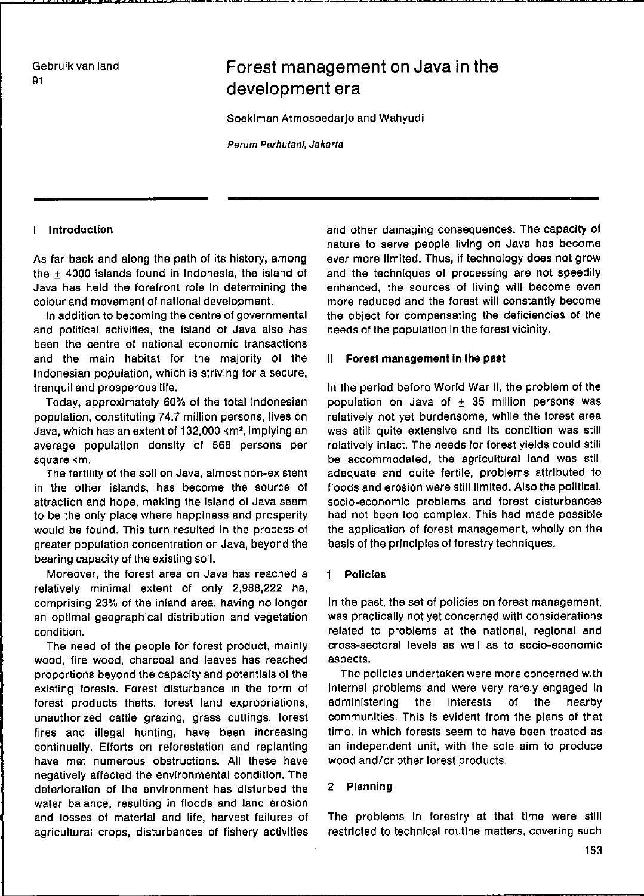Gebruik van land
91

# Forest management on Java in the development era

Soekiman Atmosoedarjo and Wahyudi

*Perum Perhutani, Jakarta*

## I Introduction

As far back and along the path of its history, among the ± 4000 islands found in Indonesia, the island of Java has held the forefront role in determining the colour and movement of national development.

In addition to becoming the centre of governmental and political activities, the island of Java also has been the centre of national economic transactions and the main habitat for the majority of the Indonesian population, which is striving for a secure, tranquil and prosperous life.

Today, approximately 60% of the total Indonesian population, constituting 74.7 million persons, lives on Java, which has an extent of 132,000 km², implying an average population density of 568 persons per square km.

The fertility of the soil on Java, almost non-existent in the other islands, has become the source of attraction and hope, making the island of Java seem to be the only place where happiness and prosperity would be found. This turn resulted in the process of greater population concentration on Java, beyond the bearing capacity of the existing soil.

Moreover, the forest area on Java has reached a relatively minimal extent of only 2,988,222 ha, comprising 23% of the inland area, having no longer an optimal geographical distribution and vegetation condition.

The need of the people for forest product, mainly wood, fire wood, charcoal and leaves has reached proportions beyond the capacity and potentials of the existing forests. Forest disturbance in the form of forest products thefts, forest land expropriations, unauthorized cattle grazing, grass cuttings, forest fires and illegal hunting, have been increasing continually. Efforts on reforestation and replanting have met numerous obstructions. All these have negatively affected the environmental condition. The deterioration of the environment has disturbed the water balance, resulting in floods and land erosion and losses of material and life, harvest failures of agricultural crops, disturbances of fishery activities and other damaging consequences. The capacity of nature to serve people living on Java has become ever more limited. Thus, if technology does not grow and the techniques of processing are not speedily enhanced, the sources of living will become even more reduced and the forest will constantly become the object for compensating the deficiencies of the needs of the population in the forest vicinity.

## II Forest management in the past

In the period before World War II, the problem of the population on Java of ± 35 million persons was relatively not yet burdensome, while the forest area was still quite extensive and its condition was still relatively intact. The needs for forest yields could still be accommodated, the agricultural land was still adequate and quite fertile, problems attributed to floods and erosion were still limited. Also the political, socio-economic problems and forest disturbances had not been too complex. This had made possible the application of forest management, wholly on the basis of the principles of forestry techniques.

### 1 Policies

In the past, the set of policies on forest management, was practically not yet concerned with considerations related to problems at the national, regional and cross-sectoral levels as well as to socio-economic aspects.

The policies undertaken were more concerned with internal problems and were very rarely engaged in administering the interests of the nearby communities. This is evident from the plans of that time, in which forests seem to have been treated as an independent unit, with the sole aim to produce wood and/or other forest products.

### 2 Planning

The problems in forestry at that time were still restricted to technical routine matters, covering such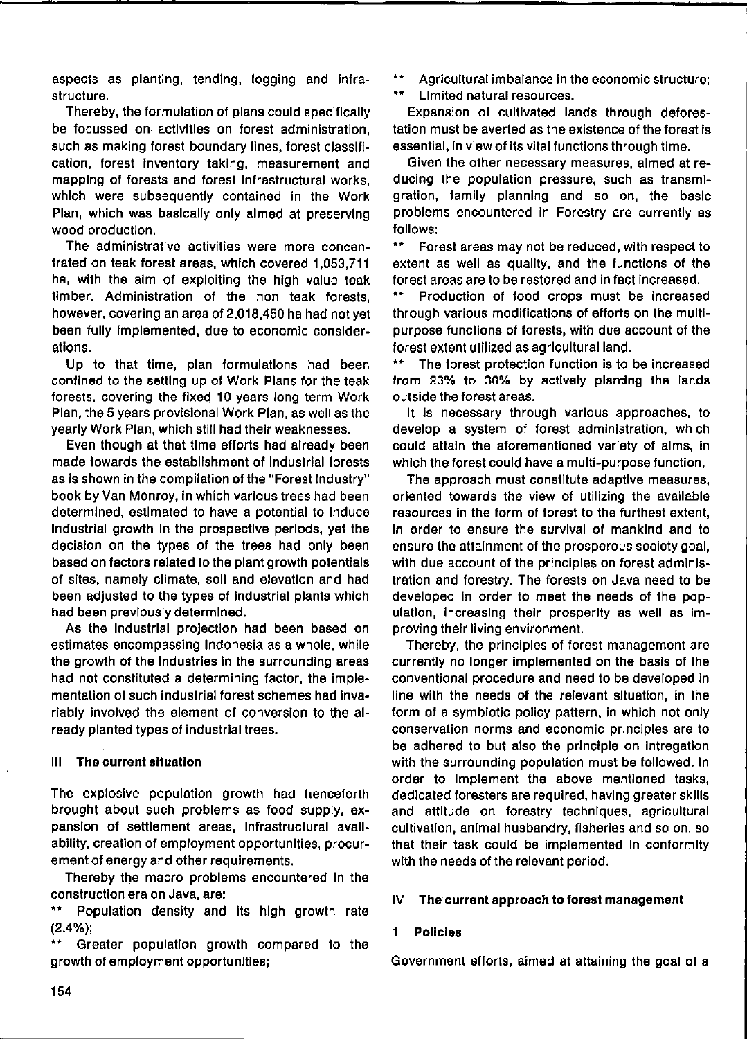aspects as planting, tending, logging and infrastructure.

Thereby, the formulation of plans could specifically be focussed on activities on forest administration, such as making forest boundary lines, forest classification, forest inventory taking, measurement and mapping of forests and forest infrastructural works, which were subsequently contained in the Work Plan, which was basically only aimed at preserving wood production.

The administrative activities were more concentrated on teak forest areas, which covered 1,053,711 ha, with the aim of exploiting the high value teak timber. Administration of the non teak forests, however, covering an area of 2,018,450 ha had not yet been fully implemented, due to economic considerations.

Up to that time, plan formulations had been confined to the setting up of Work Plans for the teak forests, covering the fixed 10 years long term Work Plan, the 5 years provisional Work Plan, as well as the yearly Work Plan, which still had their weaknesses.

Even though at that time efforts had already been made towards the establishment of industrial forests as is shown in the compilation of the "Forest Industry" book by Van Monroy, in which various trees had been determined, estimated to have a potential to induce industrial growth in the prospective periods, yet the decision on the types of the trees had only been based on factors related to the plant growth potentials of sites, namely climate, soil and elevation and had been adjusted to the types of industrial plants which had been previously determined.

As the industrial projection had been based on estimates encompassing Indonesia as a whole, while the growth of the industries in the surrounding areas had not constituted a determining factor, the implementation of such industrial forest schemes had invariably involved the element of conversion to the already planted types of industrial trees.

## III The current situation

The explosive population growth had henceforth brought about such problems as food supply, expansion of settlement areas, infrastructural availability, creation of employment opportunities, procurement of energy and other requirements.

Thereby the macro problems encountered in the construction era on Java, are:

** Population density and its high growth rate (2.4%);

** Greater population growth compared to the growth of employment opportunities;

** Agricultural imbalance in the economic structure;

** Limited natural resources.

Expansion of cultivated lands through deforestation must be averted as the existence of the forest is essential, in view of its vital functions through time.

Given the other necessary measures, aimed at reducing the population pressure, such as transmigration, family planning and so on, the basic problems encountered in Forestry are currently as follows:

** Forest areas may not be reduced, with respect to extent as well as quality, and the functions of the forest areas are to be restored and in fact increased.

** Production of food crops must be increased through various modifications of efforts on the multipurpose functions of forests, with due account of the forest extent utilized as agricultural land.

** The forest protection function is to be increased from 23% to 30% by actively planting the lands outside the forest areas.

It is necessary through various approaches, to develop a system of forest administration, which could attain the aforementioned variety of aims, in which the forest could have a multi-purpose function.

The approach must constitute adaptive measures, oriented towards the view of utilizing the available resources in the form of forest to the furthest extent, in order to ensure the survival of mankind and to ensure the attainment of the prosperous society goal, with due account of the principles on forest administration and forestry. The forests on Java need to be developed in order to meet the needs of the population, increasing their prosperity as well as improving their living environment.

Thereby, the principles of forest management are currently no longer implemented on the basis of the conventional procedure and need to be developed in line with the needs of the relevant situation, in the form of a symbiotic policy pattern, in which not only conservation norms and economic principles are to be adhered to but also the principle on intregation with the surrounding population must be followed. In order to implement the above mentioned tasks, dedicated foresters are required, having greater skills and attitude on forestry techniques, agricultural cultivation, animal husbandry, fisheries and so on, so that their task could be implemented in conformity with the needs of the relevant period.

## IV The current approach to forest management

### 1 Policies

Government efforts, aimed at attaining the goal of a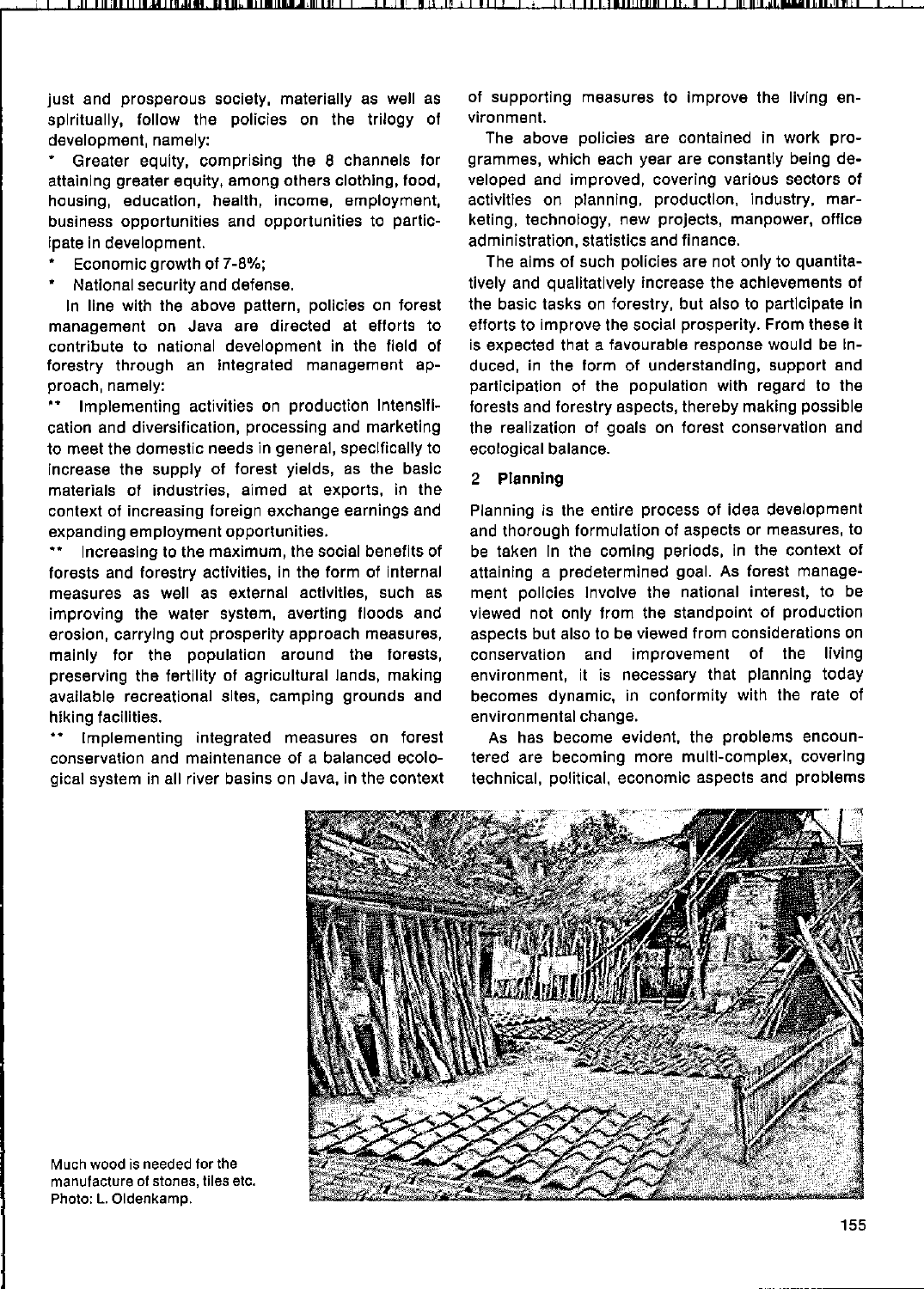just and prosperous society, materially as well as spiritually, follow the policies on the trilogy of development, namely:

* Greater equity, comprising the 8 channels for attaining greater equity, among others clothing, food, housing, education, health, income, employment, business opportunities and opportunities to participate in development.
* Economic growth of 7-8%;
* National security and defense.

In line with the above pattern, policies on forest management on Java are directed at efforts to contribute to national development in the field of forestry through an integrated management approach, namely:

** Implementing activities on production intensification and diversification, processing and marketing to meet the domestic needs in general, specifically to increase the supply of forest yields, as the basic materials of industries, aimed at exports, in the context of increasing foreign exchange earnings and expanding employment opportunities.

** Increasing to the maximum, the social benefits of forests and forestry activities, in the form of internal measures as well as external activities, such as improving the water system, averting floods and erosion, carrying out prosperity approach measures, mainly for the population around the forests, preserving the fertility of agricultural lands, making available recreational sites, camping grounds and hiking facilities.

** Implementing integrated measures on forest conservation and maintenance of a balanced ecological system in all river basins on Java, in the context of supporting measures to improve the living environment.

The above policies are contained in work programmes, which each year are constantly being developed and improved, covering various sectors of activities on planning, production, industry, marketing, technology, new projects, manpower, office administration, statistics and finance.

The aims of such policies are not only to quantitatively and qualitatively increase the achievements of the basic tasks on forestry, but also to participate in efforts to improve the social prosperity. From these it is expected that a favourable response would be induced, in the form of understanding, support and participation of the population with regard to the forests and forestry aspects, thereby making possible the realization of goals on forest conservation and ecological balance.

## 2 Planning

Planning is the entire process of idea development and thorough formulation of aspects or measures, to be taken in the coming periods, in the context of attaining a predetermined goal. As forest management policies involve the national interest, to be viewed not only from the standpoint of production aspects but also to be viewed from considerations on conservation and improvement of the living environment, it is necessary that planning today becomes dynamic, in conformity with the rate of environmental change.

As has become evident, the problems encountered are becoming more multi-complex, covering technical, political, economic aspects and problems

Much wood is needed for the manufacture of stones, tiles etc. Photo: L. Oldenkamp.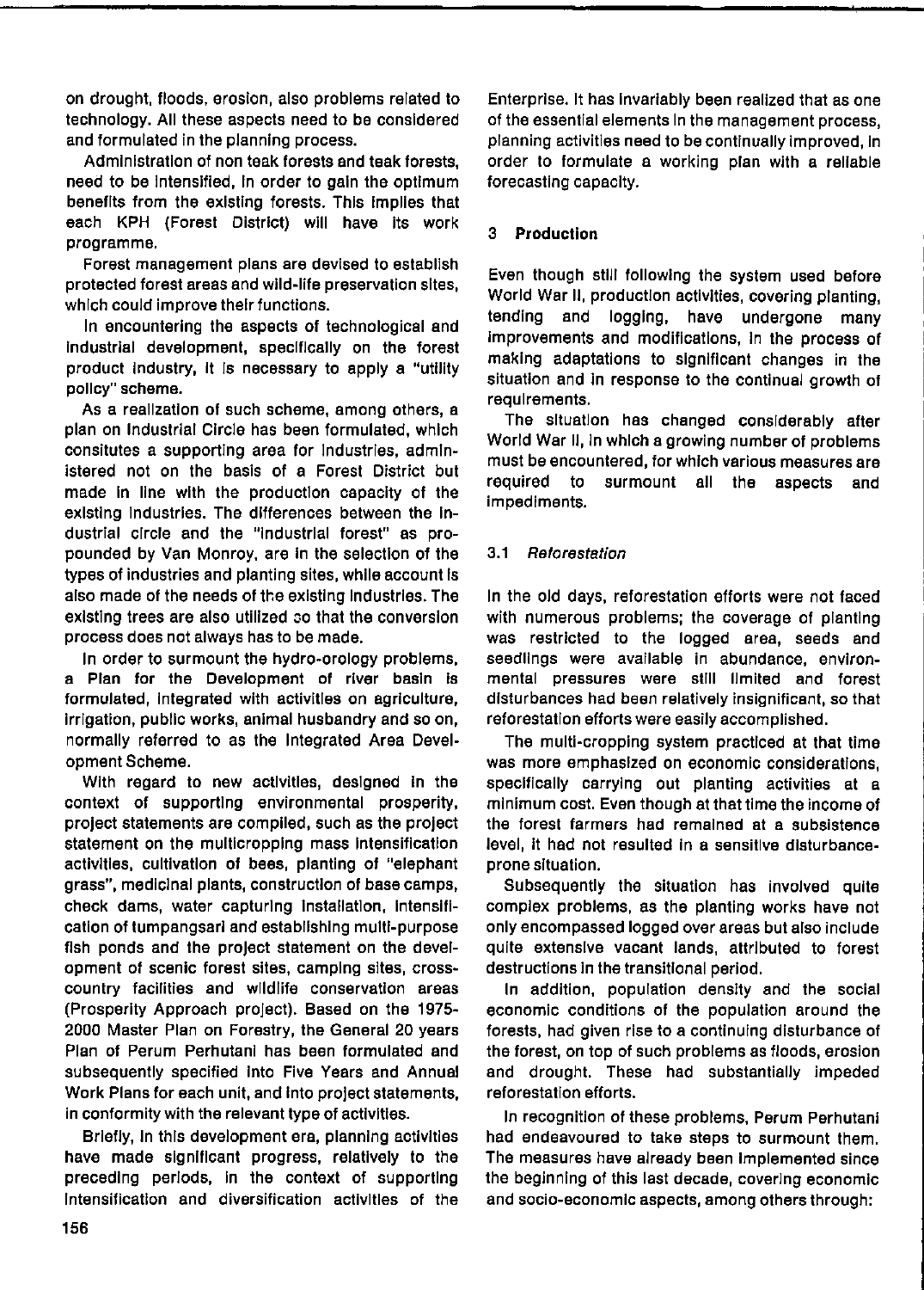on drought, floods, erosion, also problems related to technology. All these aspects need to be considered and formulated in the planning process.

Administration of non teak forests and teak forests, need to be intensified, in order to gain the optimum benefits from the existing forests. This implies that each KPH (Forest District) will have its work programme.

Forest management plans are devised to establish protected forest areas and wild-life preservation sites, which could improve their functions.

In encountering the aspects of technological and industrial development, specifically on the forest product industry, it is necessary to apply a "utility policy" scheme.

As a realization of such scheme, among others, a plan on Industrial Circle has been formulated, which consitutes a supporting area for industries, administered not on the basis of a Forest District but made in line with the production capacity of the existing industries. The differences between the industrial circle and the "industrial forest" as propounded by Van Monroy, are in the selection of the types of industries and planting sites, while account is also made of the needs of the existing industries. The existing trees are also utilized so that the conversion process does not always has to be made.

In order to surmount the hydro-orology problems, a Plan for the Development of river basin is formulated, integrated with activities on agriculture, irrigation, public works, animal husbandry and so on, normally referred to as the Integrated Area Development Scheme.

With regard to new activities, designed in the context of supporting environmental prosperity, project statements are compiled, such as the project statement on the multicropping mass intensification activities, cultivation of bees, planting of "elephant grass", medicinal plants, construction of base camps, check dams, water capturing installation, intensification of tumpangsari and establishing multi-purpose fish ponds and the project statement on the development of scenic forest sites, camping sites, cross-country facilities and wildlife conservation areas (Prosperity Approach project). Based on the 1975-2000 Master Plan on Forestry, the General 20 years Plan of Perum Perhutani has been formulated and subsequently specified into Five Years and Annual Work Plans for each unit, and into project statements, in conformity with the relevant type of activities.

Briefly, in this development era, planning activities have made significant progress, relatively to the preceding periods, in the context of supporting intensification and diversification activities of the Enterprise. It has invariably been realized that as one of the essential elements in the management process, planning activities need to be continually improved, in order to formulate a working plan with a reliable forecasting capacity.

## 3 Production

Even though still following the system used before World War II, production activities, covering planting, tending and logging, have undergone many improvements and modifications, in the process of making adaptations to significant changes in the situation and in response to the continual growth of requirements.

The situation has changed considerably after World War II, in which a growing number of problems must be encountered, for which various measures are required to surmount all the aspects and impediments.

### 3.1 *Reforestation*

In the old days, reforestation efforts were not faced with numerous problems; the coverage of planting was restricted to the logged area, seeds and seedlings were available in abundance, environmental pressures were still limited and forest disturbances had been relatively insignificant, so that reforestation efforts were easily accomplished.

The multi-cropping system practiced at that time was more emphasized on economic considerations, specifically carrying out planting activities at a minimum cost. Even though at that time the income of the forest farmers had remained at a subsistence level, it had not resulted in a sensitive disturbance-prone situation.

Subsequently the situation has involved quite complex problems, as the planting works have not only encompassed logged over areas but also include quite extensive vacant lands, attributed to forest destructions in the transitional period.

In addition, population density and the social economic conditions of the population around the forests, had given rise to a continuing disturbance of the forest, on top of such problems as floods, erosion and drought. These had substantially impeded reforestation efforts.

In recognition of these problems, Perum Perhutani had endeavoured to take steps to surmount them. The measures have already been implemented since the beginning of this last decade, covering economic and socio-economic aspects, among others through: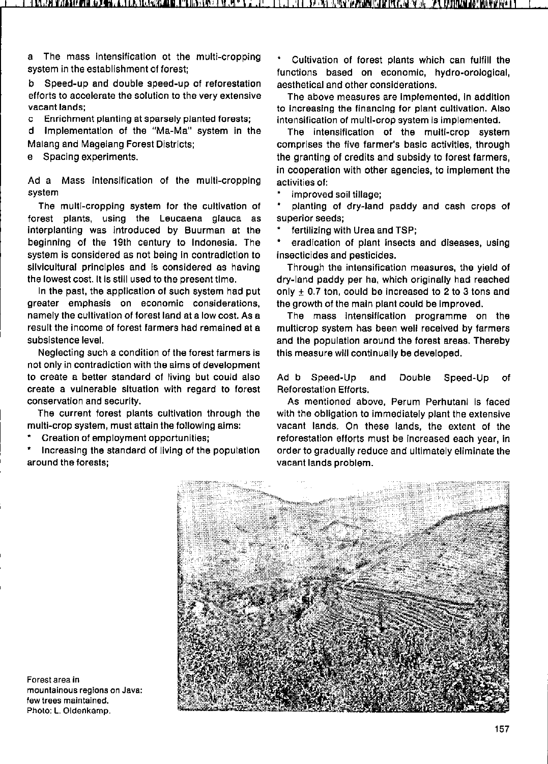a The mass intensification ot the multi-cropping system in the establishment of forest;

b Speed-up and double speed-up of reforestation efforts to accelerate the solution to the very extensive vacant lands;

c Enrichment planting at sparsely planted forests;

d Implementation of the "Ma-Ma" system in the Malang and Magelang Forest Districts;

e Spacing experiments.

Ad a Mass intensification of the multi-cropping system

The multi-cropping system for the cultivation of forest plants, using the Leucaena glauca as interplanting was introduced by Buurman at the beginning of the 19th century to Indonesia. The system is considered as not being in contradiction to silvicultural principles and is considered as having the lowest cost. It is still used to the present time.

In the past, the application of such system had put greater emphasis on economic considerations, namely the cultivation of forest land at a low cost. As a result the income of forest farmers had remained at a subsistence level.

Neglecting such a condition of the forest farmers is not only in contradiction with the aims of development to create a better standard of living but could also create a vulnerable situation with regard to forest conservation and security.

The current forest plants cultivation through the multi-crop system, must attain the following aims:

* Creation of employment opportunities;
* Increasing the standard of living of the population around the forests;
* Cultivation of forest plants which can fulfill the functions based on economic, hydro-orological, aesthetical and other considerations.

The above measures are implemented, in addition to increasing the financing for plant cultivation. Also intensification of multi-crop system is implemented.

The intensification of the multi-crop system comprises the five farmer's basic activities, through the granting of credits and subsidy to forest farmers, in cooperation with other agencies, to implement the activities of:

* improved soil tillage;
* planting of dry-land paddy and cash crops of superior seeds;
* fertilizing with Urea and TSP;
* eradication of plant insects and diseases, using insecticides and pesticides.

Through the intensification measures, the yield of dry-land paddy per ha, which originally had reached only $\pm$ 0.7 ton, could be increased to 2 to 3 tons and the growth of the main plant could be improved.

The mass intensification programme on the multicrop system has been well received by farmers and the population around the forest areas. Thereby this measure will continually be developed.

Ad b Speed-Up and Double Speed-Up of Reforestation Efforts.

As mentioned above, Perum Perhutani is faced with the obligation to immediately plant the extensive vacant lands. On these lands, the extent of the reforestation efforts must be increased each year, in order to gradually reduce and ultimately eliminate the vacant lands problem.

Forest area in mountainous regions on Java: few trees maintained. Photo: L. Oldenkamp.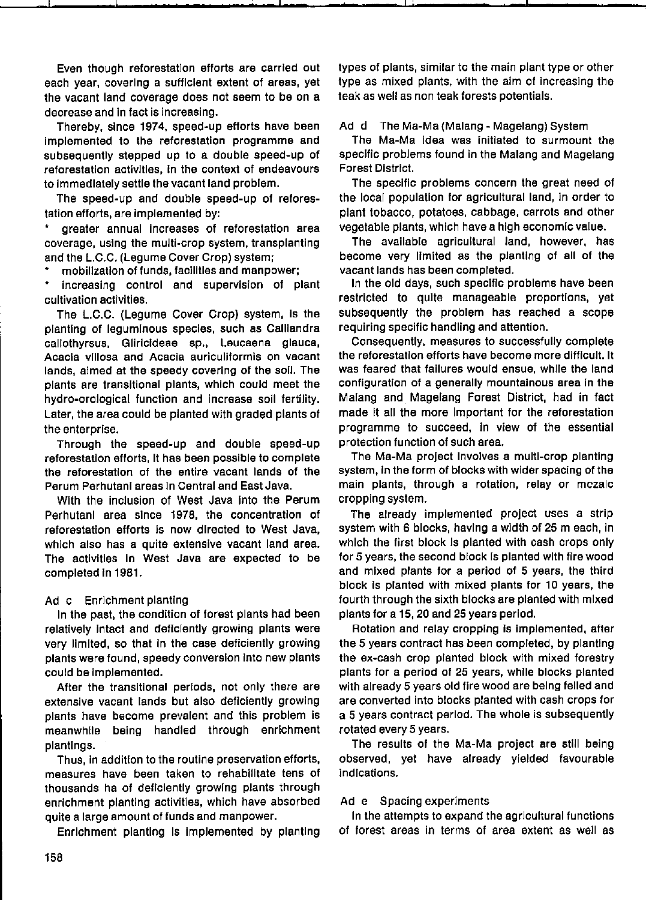Even though reforestation efforts are carried out each year, covering a sufficient extent of areas, yet the vacant land coverage does not seem to be on a decrease and in fact is increasing.

Thereby, since 1974, speed-up efforts have been implemented to the reforestation programme and subsequently stepped up to a double speed-up of reforestation activities, in the context of endeavours to immediately settle the vacant land problem.

The speed-up and double speed-up of reforestation efforts, are implemented by:

* greater annual increases of reforestation area coverage, using the multi-crop system, transplanting and the L.C.C. (Legume Cover Crop) system;
* mobilization of funds, facilities and manpower;
* increasing control and supervision of plant cultivation activities.

The L.C.C. (Legume Cover Crop) system, is the planting of leguminous species, such as Calliandra callothyrsus, Gliricideae sp., Leucaena glauca, Acacia villosa and Acacia auriculiformis on vacant lands, aimed at the speedy covering of the soil. The plants are transitional plants, which could meet the hydro-orological function and increase soil fertility. Later, the area could be planted with graded plants of the enterprise.

Through the speed-up and double speed-up reforestation efforts, it has been possible to complete the reforestation of the entire vacant lands of the Perum Perhutani areas in Central and East Java.

With the inclusion of West Java into the Perum Perhutani area since 1978, the concentration of reforestation efforts is now directed to West Java, which also has a quite extensive vacant land area. The activities in West Java are expected to be completed in 1981.

Ad c Enrichment planting

In the past, the condition of forest plants had been relatively intact and deficiently growing plants were very limited, so that in the case deficiently growing plants were found, speedy conversion into new plants could be implemented.

After the transitional periods, not only there are extensive vacant lands but also deficiently growing plants have become prevalent and this problem is meanwhile being handled through enrichment plantings.

Thus, in addition to the routine preservation efforts, measures have been taken to rehabilitate tens of thousands ha of deficiently growing plants through enrichment planting activities, which have absorbed quite a large amount of funds and manpower.

Enrichment planting is implemented by planting types of plants, similar to the main plant type or other type as mixed plants, with the aim of increasing the teak as well as non teak forests potentials.

Ad d The Ma-Ma (Malang - Magelang) System

The Ma-Ma idea was initiated to surmount the specific problems found in the Malang and Magelang Forest District.

The specific problems concern the great need of the local population for agricultural land, in order to plant tobacco, potatoes, cabbage, carrots and other vegetable plants, which have a high economic value.

The available agricultural land, however, has become very limited as the planting of all of the vacant lands has been completed.

In the old days, such specific problems have been restricted to quite manageable proportions, yet subsequently the problem has reached a scope requiring specific handling and attention.

Consequently, measures to successfully complete the reforestation efforts have become more difficult. It was feared that failures would ensue, while the land configuration of a generally mountainous area in the Malang and Magelang Forest District, had in fact made it all the more important for the reforestation programme to succeed, in view of the essential protection function of such area.

The Ma-Ma project involves a multi-crop planting system, in the form of blocks with wider spacing of the main plants, through a rotation, relay or mozaic cropping system.

The already implemented project uses a strip system with 6 blocks, having a width of 25 m each, in which the first block is planted with cash crops only for 5 years, the second block is planted with fire wood and mixed plants for a period of 5 years, the third block is planted with mixed plants for 10 years, the fourth through the sixth blocks are planted with mixed plants for a 15, 20 and 25 years period.

Rotation and relay cropping is implemented, after the 5 years contract has been completed, by planting the ex-cash crop planted block with mixed forestry plants for a period of 25 years, while blocks planted with already 5 years old fire wood are being felled and are converted into blocks planted with cash crops for a 5 years contract period. The whole is subsequently rotated every 5 years.

The results of the Ma-Ma project are still being observed, yet have already yielded favourable indications.

Ad e Spacing experiments

In the attempts to expand the agricultural functions of forest areas in terms of area extent as well as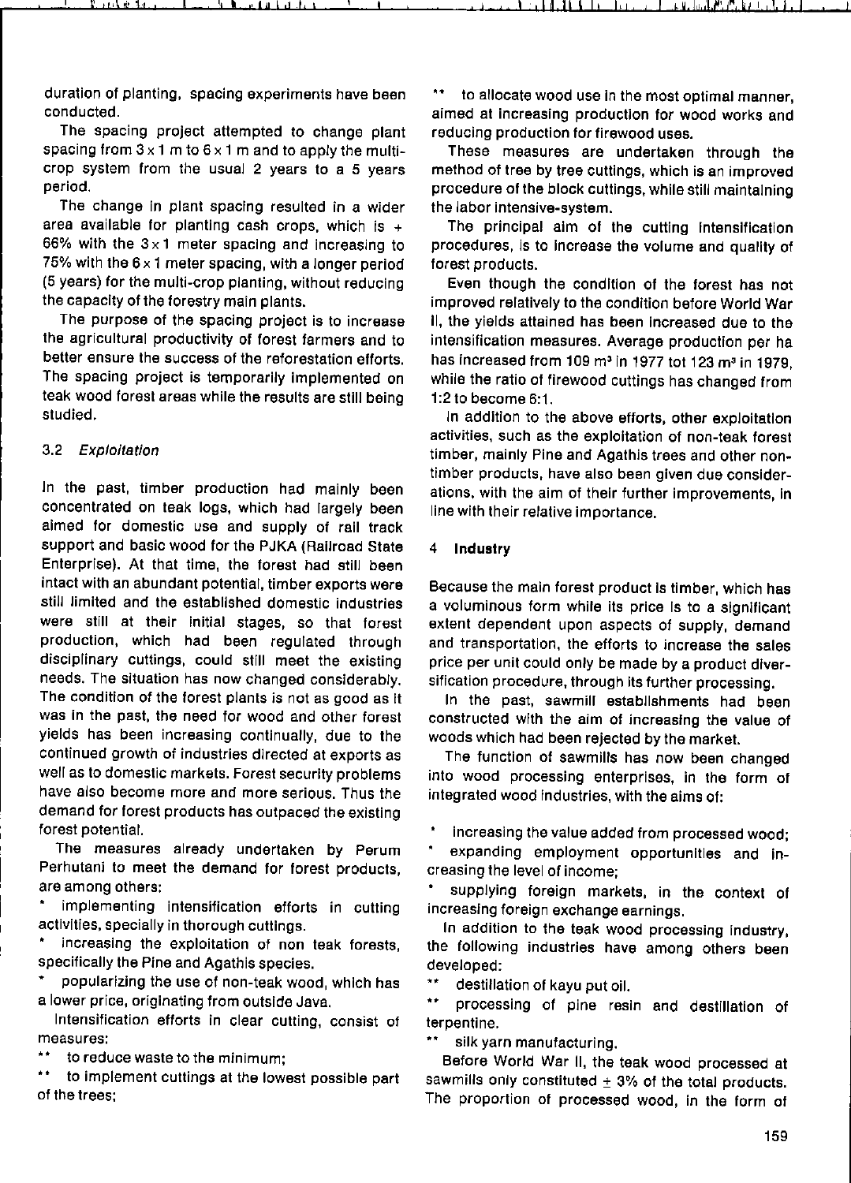duration of planting, spacing experiments have been conducted.

The spacing project attempted to change plant spacing from 3 x 1 m to 6 x 1 m and to apply the multi-crop system from the usual 2 years to a 5 years period.

The change in plant spacing resulted in a wider area available for planting cash crops, which is + 66% with the 3 x 1 meter spacing and increasing to 75% with the 6 x 1 meter spacing, with a longer period (5 years) for the multi-crop planting, without reducing the capacity of the forestry main plants.

The purpose of the spacing project is to increase the agricultural productivity of forest farmers and to better ensure the success of the reforestation efforts. The spacing project is temporarily implemented on teak wood forest areas while the results are still being studied.

### 3.2 *Exploitation*

In the past, timber production had mainly been concentrated on teak logs, which had largely been aimed for domestic use and supply of rail track support and basic wood for the PJKA (Railroad State Enterprise). At that time, the forest had still been intact with an abundant potential, timber exports were still limited and the established domestic industries were still at their initial stages, so that forest production, which had been regulated through disciplinary cuttings, could still meet the existing needs. The situation has now changed considerably. The condition of the forest plants is not as good as it was in the past, the need for wood and other forest yields has been increasing continually, due to the continued growth of industries directed at exports as well as to domestic markets. Forest security problems have also become more and more serious. Thus the demand for forest products has outpaced the existing forest potential.

The measures already undertaken by Perum Perhutani to meet the demand for forest products, are among others:

- implementing intensification efforts in cutting activities, specially in thorough cuttings.
- increasing the exploitation of non teak forests, specifically the Pine and Agathis species.
- popularizing the use of non-teak wood, which has a lower price, originating from outside Java.

Intensification efforts in clear cutting, consist of measures:

- ** to reduce waste to the minimum;
- ** to implement cuttings at the lowest possible part of the trees;
- ** to allocate wood use in the most optimal manner, aimed at increasing production for wood works and reducing production for firewood uses.

These measures are undertaken through the method of tree by tree cuttings, which is an improved procedure of the block cuttings, while still maintaining the labor intensive-system.

The principal aim of the cutting intensification procedures, is to increase the volume and quality of forest products.

Even though the condition of the forest has not improved relatively to the condition before World War II, the yields attained has been increased due to the intensification measures. Average production per ha has increased from 109 m³ in 1977 tot 123 m³ in 1979, while the ratio of firewood cuttings has changed from 1:2 to become 6:1.

In addition to the above efforts, other exploitation activities, such as the exploitation of non-teak forest timber, mainly Pine and Agathis trees and other non-timber products, have also been given due considerations, with the aim of their further improvements, in line with their relative importance.

## 4 Industry

Because the main forest product is timber, which has a voluminous form while its price is to a significant extent dependent upon aspects of supply, demand and transportation, the efforts to increase the sales price per unit could only be made by a product diversification procedure, through its further processing.

In the past, sawmill establishments had been constructed with the aim of increasing the value of woods which had been rejected by the market.

The function of sawmills has now been changed into wood processing enterprises, in the form of integrated wood industries, with the aims of:

- increasing the value added from processed wood;
- expanding employment opportunities and increasing the level of income;
- supplying foreign markets, in the context of increasing foreign exchange earnings.

In addition to the teak wood processing industry, the following industries have among others been developed:

- ** destillation of kayu put oil.
- ** processing of pine resin and destillation of terpentine.
- ** silk yarn manufacturing.

Before World War II, the teak wood processed at sawmills only constituted ± 3% of the total products. The proportion of processed wood, in the form of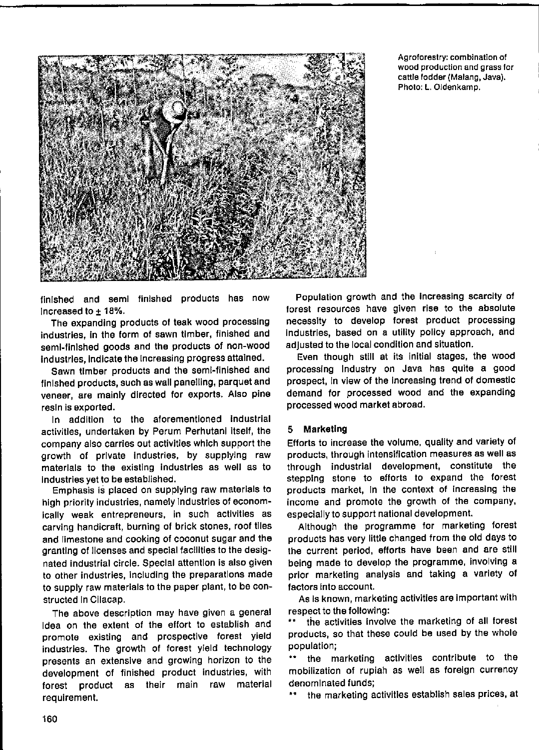Agroforestry: combination of wood production and grass for cattle fodder (Malang, Java). Photo: L. Oldenkamp.

finished and semi finished products has now increased to ± 18%.

The expanding products of teak wood processing industries, in the form of sawn timber, finished and semi-finished goods and the products of non-wood industries, indicate the increasing progress attained.

Sawn timber products and the semi-finished and finished products, such as wall panelling, parquet and veneer, are mainly directed for exports. Also pine resin is exported.

In addition to the aforementioned industrial activities, undertaken by Perum Perhutani itself, the company also carries out activities which support the growth of private industries, by supplying raw materials to the existing industries as well as to industries yet to be established.

Emphasis is placed on supplying raw materials to high priority industries, namely industries of economically weak entrepreneurs, in such activities as carving handicraft, burning of brick stones, roof tiles and limestone and cooking of coconut sugar and the granting of licenses and special facilities to the designated industrial circle. Special attention is also given to other industries, including the preparations made to supply raw materials to the paper plant, to be constructed in Cilacap.

The above description may have given a general idea on the extent of the effort to establish and promote existing and prospective forest yield industries. The growth of forest yield technology presents an extensive and growing horizon to the development of finished product industries, with forest product as their main raw material requirement.

Population growth and the increasing scarcity of forest resources have given rise to the absolute necessity to develop forest product processing industries, based on a utility policy approach, and adjusted to the local condition and situation.

Even though still at its initial stages, the wood processing industry on Java has quite a good prospect, in view of the increasing trend of domestic demand for processed wood and the expanding processed wood market abroad.

## 5 Marketing

Efforts to increase the volume, quality and variety of products, through intensification measures as well as through industrial development, constitute the stepping stone to efforts to expand the forest products market, in the context of increasing the income and promote the growth of the company, especially to support national development.

Although the programme for marketing forest products has very little changed from the old days to the current period, efforts have been and are still being made to develop the programme, involving a prior marketing analysis and taking a variety of factors into account.

As is known, marketing activities are important with respect to the following:

** the activities involve the marketing of all forest products, so that these could be used by the whole population;

** the marketing activities contribute to the mobilization of rupiah as well as foreign currency denominated funds;

** the marketing activities establish sales prices, at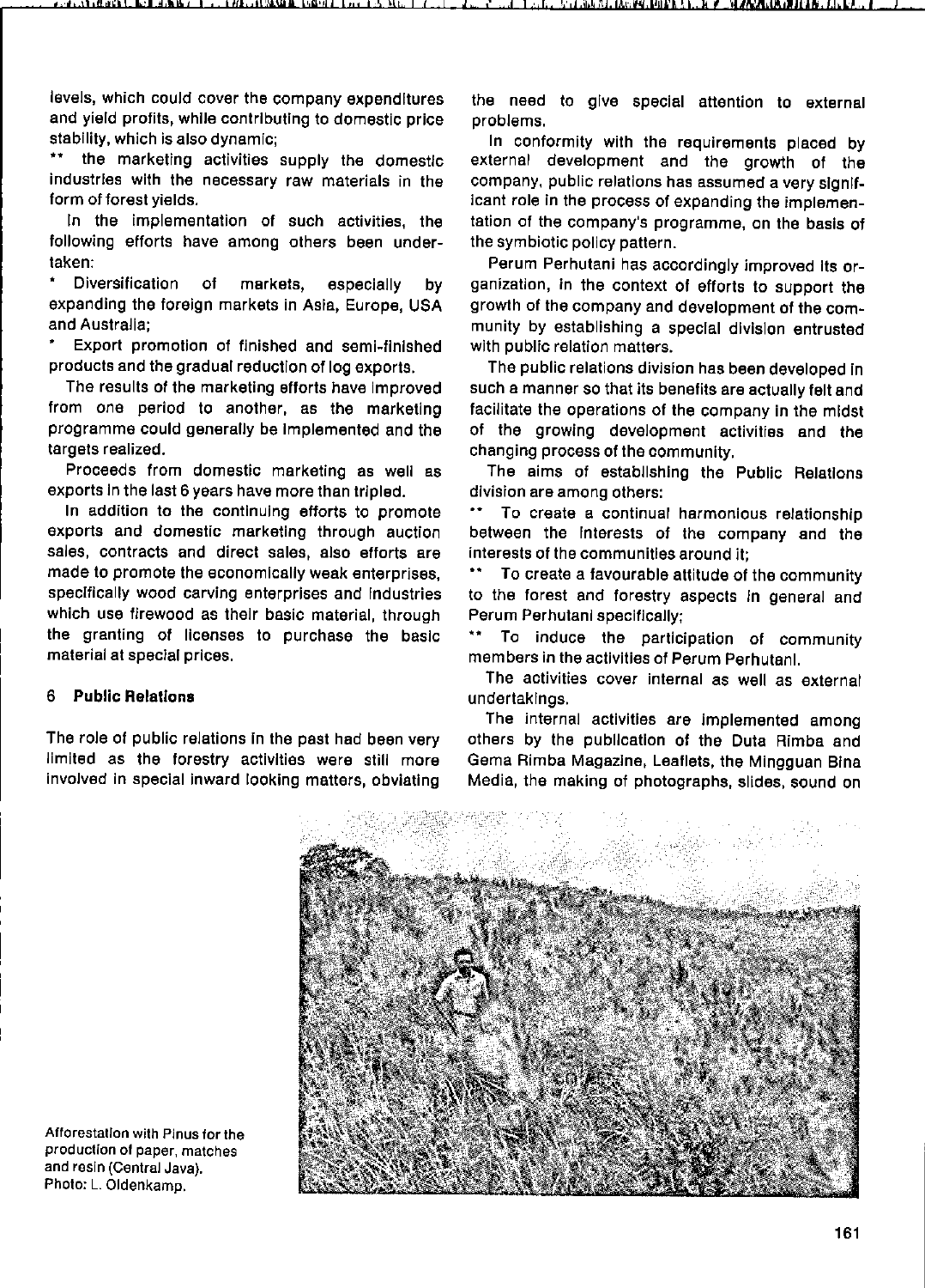levels, which could cover the company expenditures and yield profits, while contributing to domestic price stability, which is also dynamic;

** the marketing activities supply the domestic industries with the necessary raw materials in the form of forest yields.

In the implementation of such activities, the following efforts have among others been undertaken:

* Diversification of markets, especially by expanding the foreign markets in Asia, Europe, USA and Australia;

* Export promotion of finished and semi-finished products and the gradual reduction of log exports.

The results of the marketing efforts have improved from one period to another, as the marketing programme could generally be implemented and the targets realized.

Proceeds from domestic marketing as well as exports in the last 6 years have more than tripled.

In addition to the continuing efforts to promote exports and domestic marketing through auction sales, contracts and direct sales, also efforts are made to promote the economically weak enterprises, specifically wood carving enterprises and industries which use firewood as their basic material, through the granting of licenses to purchase the basic material at special prices.

## 6 Public Relations

The role of public relations in the past had been very limited as the forestry activities were still more involved in special inward looking matters, obviating the need to give special attention to external problems.

In conformity with the requirements placed by external development and the growth of the company, public relations has assumed a very significant role in the process of expanding the implementation of the company's programme, on the basis of the symbiotic policy pattern.

Perum Perhutani has accordingly improved its organization, in the context of efforts to support the growth of the company and development of the community by establishing a special division entrusted with public relation matters.

The public relations division has been developed in such a manner so that its benefits are actually felt and facilitate the operations of the company in the midst of the growing development activities and the changing process of the community.

The aims of establishing the Public Relations division are among others:

** To create a continual harmonious relationship between the interests of the company and the interests of the communities around it;

** To create a favourable attitude of the community to the forest and forestry aspects in general and Perum Perhutani specifically;

** To induce the participation of community members in the activities of Perum Perhutani.

The activities cover internal as well as external undertakings.

The internal activities are implemented among others by the publication of the Duta Rimba and Gema Rimba Magazine, Leaflets, the Mingguan Bina Media, the making of photographs, slides, sound on

Afforestation with Pinus for the production of paper, matches and resin (Central Java). Photo: L. Oldenkamp.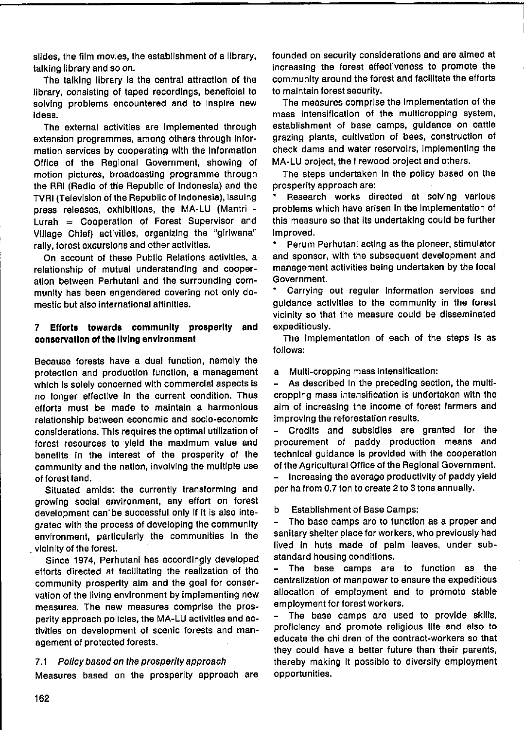slides, the film movies, the establishment of a library, talking library and so on.

The talking library is the central attraction of the library, consisting of taped recordings, beneficial to solving problems encountered and to inspire new ideas.

The external activities are implemented through extension programmes, among others through information services by cooperating with the Information Office of the Regional Government, showing of motion pictures, broadcasting programme through the RRI (Radio of the Republic of Indonesia) and the TVRI (Television of the Republic of Indonesia), issuing press releases, exhibitions, the MA-LU (Mantri - Lurah = Cooperation of Forest Supervisor and Village Chief) activities, organizing the "giriwana" rally, forest excursions and other activities.

On account of these Public Relations activities, a relationship of mutual understanding and cooperation between Perhutani and the surrounding community has been engendered covering not only domestic but also international affinities.

## 7 Efforts towards community prosperity and conservation of the living environment

Because forests have a dual function, namely the protection and production function, a management which is solely concerned with commercial aspects is no longer effective in the current condition. Thus efforts must be made to maintain a harmonious relationship between economic and socio-economic considerations. This requires the optimal utilization of forest resources to yield the maximum value and benefits in the interest of the prosperity of the community and the nation, involving the multiple use of forest land.

Situated amidst the currently transforming and growing social environment, any effort on forest development can be successful only if it is also integrated with the process of developing the community environment, particularly the communities in the vicinity of the forest.

Since 1974, Perhutani has accordingly developed efforts directed at facilitating the realization of the community prosperity aim and the goal for conservation of the living environment by implementing new measures. The new measures comprise the prosperity approach policies, the MA-LU activities and activities on development of scenic forests and management of protected forests.

### 7.1 *Policy based on the prosperity approach*

Measures based on the prosperity approach are founded on security considerations and are aimed at increasing the forest effectiveness to promote the community around the forest and facilitate the efforts to maintain forest security.

The measures comprise the implementation of the mass intensification of the multicropping system, establishment of base camps, guidance on cattle grazing plants, cultivation of bees, construction of check dams and water reservoirs, implementing the MA-LU project, the firewood project and others.

The steps undertaken in the policy based on the prosperity approach are:

* Research works directed at solving various problems which have arisen in the implementation of this measure so that its undertaking could be further improved.
* Perum Perhutani acting as the pioneer, stimulator and sponsor, with the subsequent development and management activities being undertaken by the local Government.
* Carrying out regular information services and guidance activities to the community in the forest vicinity so that the measure could be disseminated expeditiously.

The implementation of each of the steps is as follows:

a Multi-cropping mass intensification:

- As described in the preceding section, the multi-cropping mass intensification is undertaken witn the aim of increasing the income of forest farmers and improving the reforestation results.
- Credits and subsidies are granted for the procurement of paddy production means and technical guidance is provided with the cooperation of the Agricultural Office of the Regional Government.
- Increasing the average productivity of paddy yield per ha from 0.7 ton to create 2 to 3 tons annually.

b Establishment of Base Camps:

- The base camps are to function as a proper and sanitary shelter place for workers, who previously had lived in huts made of palm leaves, under sub-standard housing conditions.
- The base camps are to function as the centralization of manpower to ensure the expeditious allocation of employment and to promote stable employment for forest workers.
- The base camps are used to provide skills, proficiency and promote religious life and also to educate the children of the contract-workers so that they could have a better future than their parents, thereby making it possible to diversify employment opportunities.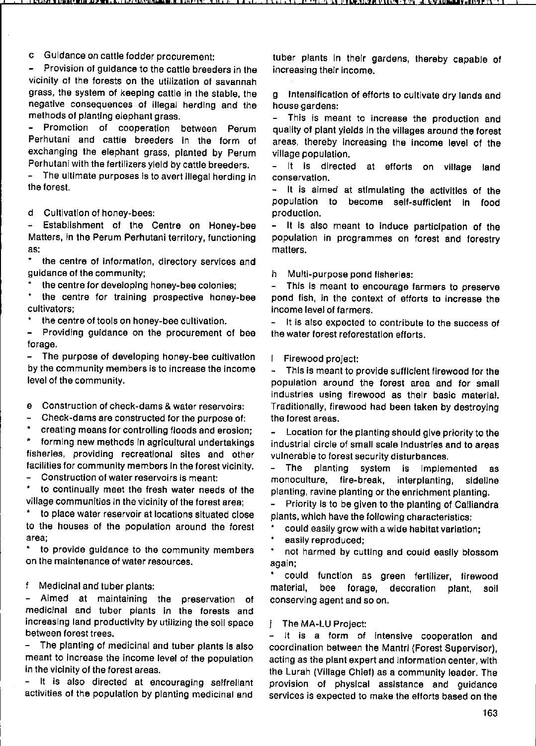c Guidance on cattle fodder procurement:

- Provision of guidance to the cattle breeders in the vicinity of the forests on the utilization of savannah grass, the system of keeping cattle in the stable, the negative consequences of illegal herding and the methods of planting elephant grass.
- Promotion of cooperation between Perum Perhutani and cattle breeders in the form of exchanging the elephant grass, planted by Perum Perhutani with the fertilizers yield by cattle breeders.
- The ultimate purposes is to avert illegal herding in the forest.

d Cultivation of honey-bees:

- Establishment of the Centre on Honey-bee Matters, in the Perum Perhutani territory, functioning as:
  * the centre of information, directory services and guidance of the community;
  * the centre for developing honey-bee colonies;
  * the centre for training prospective honey-bee cultivators;
  * the centre of tools on honey-bee cultivation.
- Providing guidance on the procurement of bee forage.
- The purpose of developing honey-bee cultivation by the community members is to increase the income level of the community.

e Construction of check-dams & water reservoirs:

- Check-dams are constructed for the purpose of:
  * creating means for controlling floods and erosion;
  * forming new methods in agricultural undertakings fisheries, providing recreational sites and other facilities for community members in the forest vicinity.
- Construction of water reservoirs is meant:
  * to continually meet the fresh water needs of the village communities in the vicinity of the forest area;
  * to place water reservoir at locations situated close to the houses of the population around the forest area;
  * to provide guidance to the community members on the maintenance of water resources.

f Medicinal and tuber plants:

- Aimed at maintaining the preservation of medicinal and tuber plants in the forests and increasing land productivity by utilizing the soil space between forest trees.
- The planting of medicinal and tuber plants is also meant to increase the income level of the population in the vicinity of the forest areas.
- It is also directed at encouraging selfreliant activities of the population by planting medicinal and tuber plants in their gardens, thereby capable of increasing their income.

g Intensification of efforts to cultivate dry lands and house gardens:

- This is meant to increase the production and quality of plant yields in the villages around the forest areas, thereby increasing the income level of the village population.
- It is directed at efforts on village land conservation.
- It is aimed at stimulating the activities of the population to become self-sufficient in food production.
- It is also meant to induce participation of the population in programmes on forest and forestry matters.

h Multi-purpose pond fisheries:

- This is meant to encourage farmers to preserve pond fish, in the context of efforts to increase the income level of farmers.
- It is also expected to contribute to the success of the water forest reforestation efforts.

i Firewood project:

- This is meant to provide sufficient firewood for the population around the forest area and for small industries using firewood as their basic material. Traditionally, firewood had been taken by destroying the forest areas.
- Location for the planting should give priority to the industrial circle of small scale industries and to areas vulnerable to forest security disturbances.
- The planting system is implemented as monoculture, fire-break, interplanting, sideline planting, ravine planting or the enrichment planting.
- Priority is to be given to the planting of Calliandra plants, which have the following characteristics:
  * could easily grow with a wide habitat variation;
  * easily reproduced;
  * not harmed by cutting and could easily blossom again;
  * could function as green fertilizer, firewood material, bee forage, decoration plant, soil conserving agent and so on.

j The MA-LU Project:

- It is a form of intensive cooperation and coordination between the Mantri (Forest Supervisor), acting as the plant expert and information center, with the Lurah (Village Chief) as a community leader. The provision of physical assistance and guidance services is expected to make the efforts based on the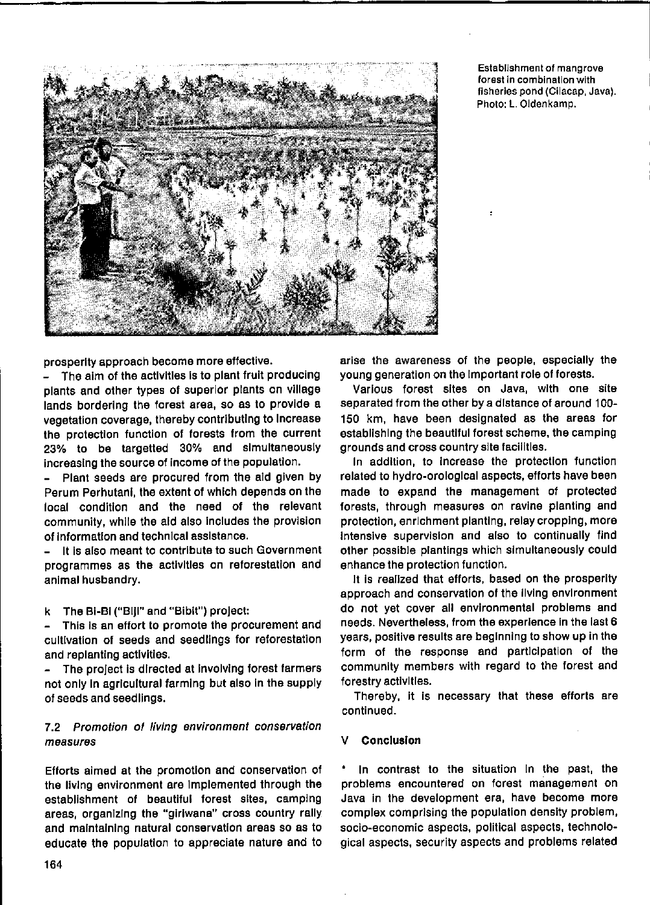Establishment of mangrove forest in combination with fisheries pond (Cilacap, Java). Photo: L. Oldenkamp.

prosperity approach become more effective.

- The aim of the activities is to plant fruit producing plants and other types of superior plants on village lands bordering the forest area, so as to provide a vegetation coverage, thereby contributing to increase the protection function of forests from the current 23% to be targetted 30% and simultaneously increasing the source of income of the population.
- Plant seeds are procured from the aid given by Perum Perhutani, the extent of which depends on the local condition and the need of the relevant community, while the aid also includes the provision of information and technical assistance.
- It is also meant to contribute to such Government programmes as the activities on reforestation and animal husbandry.

k The Bi-Bi ("Biji" and "Bibit") project:

- This is an effort to promote the procurement and cultivation of seeds and seedlings for reforestation and replanting activities.
- The project is directed at involving forest farmers not only in agricultural farming but also in the supply of seeds and seedlings.

### 7.2 *Promotion of living environment conservation measures*

Efforts aimed at the promotion and conservation of the living environment are implemented through the establishment of beautiful forest sites, camping areas, organizing the "giriwana" cross country rally and maintaining natural conservation areas so as to educate the population to appreciate nature and to arise the awareness of the people, especially the young generation on the important role of forests.

Various forest sites on Java, with one site separated from the other by a distance of around 100-150 km, have been designated as the areas for establishing the beautiful forest scheme, the camping grounds and cross country site facilities.

In addition, to increase the protection function related to hydro-orological aspects, efforts have been made to expand the management of protected forests, through measures on ravine planting and protection, enrichment planting, relay cropping, more intensive supervision and also to continually find other possible plantings which simultaneously could enhance the protection function.

It is realized that efforts, based on the prosperity approach and conservation of the living environment do not yet cover all environmental problems and needs. Nevertheless, from the experience in the last 6 years, positive results are beginning to show up in the form of the response and participation of the community members with regard to the forest and forestry activities.

Thereby, it is necessary that these efforts are continued.

## V Conclusion

- In contrast to the situation in the past, the problems encountered on forest management on Java in the development era, have become more complex comprising the population density problem, socio-economic aspects, political aspects, technological aspects, security aspects and problems related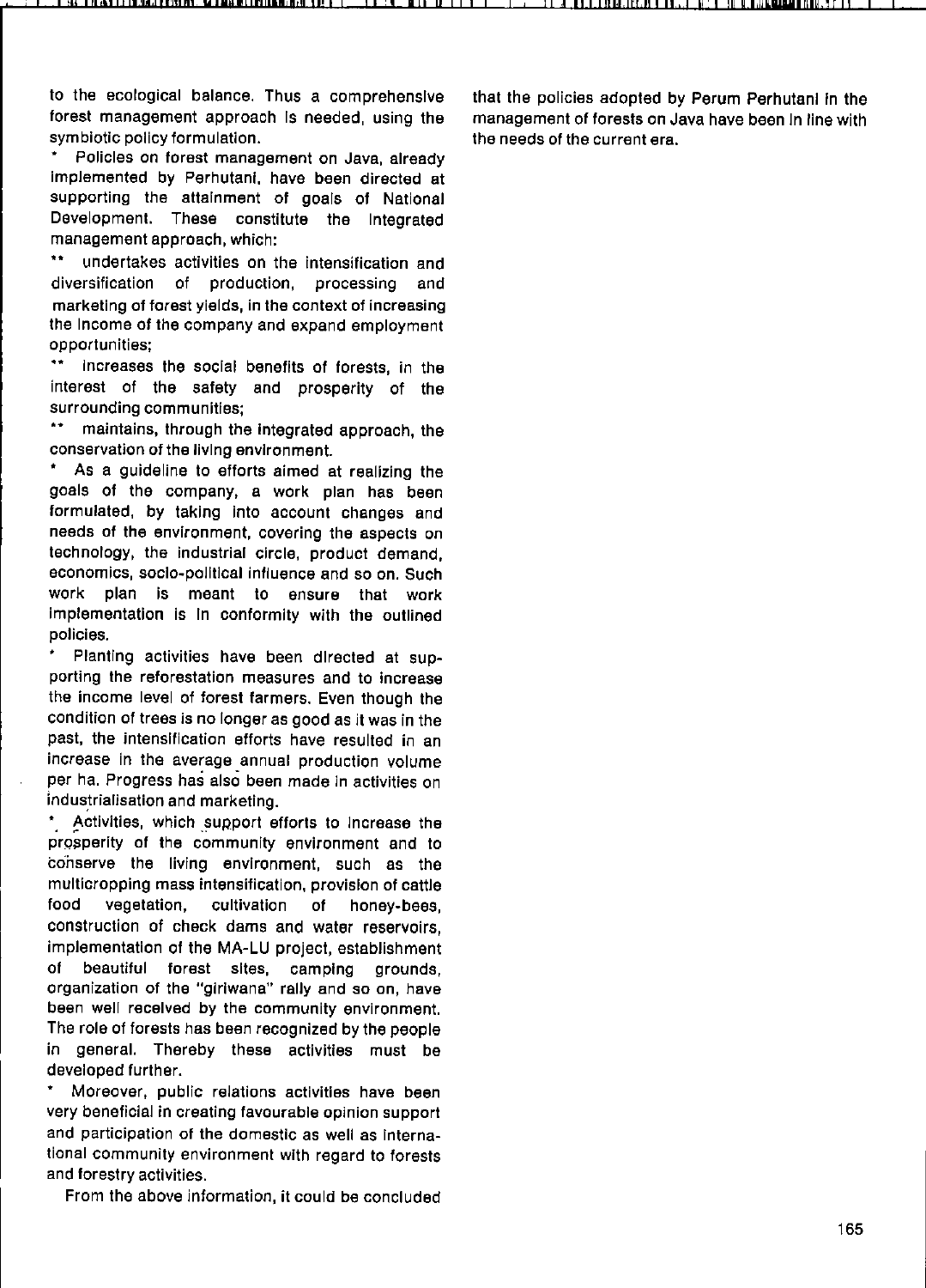to the ecological balance. Thus a comprehensive forest management approach is needed, using the symbiotic policy formulation.

* Policies on forest management on Java, already implemented by Perhutani, have been directed at supporting the attainment of goals of National Development. These constitute the integrated management approach, which:

** undertakes activities on the intensification and diversification of production, processing and marketing of forest yields, in the context of increasing the income of the company and expand employment opportunities;

** increases the social benefits of forests, in the interest of the safety and prosperity of the surrounding communities;

** maintains, through the integrated approach, the conservation of the living environment.

* As a guideline to efforts aimed at realizing the goals of the company, a work plan has been formulated, by taking into account changes and needs of the environment, covering the aspects on technology, the industrial circle, product demand, economics, socio-political influence and so on. Such work plan is meant to ensure that work implementation is in conformity with the outlined policies.

* Planting activities have been directed at supporting the reforestation measures and to increase the income level of forest farmers. Even though the condition of trees is no longer as good as it was in the past, the intensification efforts have resulted in an increase in the average annual production volume per ha. Progress has also been made in activities on industrialisation and marketing.

* Activities, which support efforts to increase the prosperity of the community environment and to conserve the living environment, such as the multicropping mass intensification, provision of cattle food vegetation, cultivation of honey-bees, construction of check dams and water reservoirs, implementation of the MA-LU project, establishment of beautiful forest sites, camping grounds, organization of the "giriwana" rally and so on, have been well received by the community environment. The role of forests has been recognized by the people in general. Thereby these activities must be developed further.

* Moreover, public relations activities have been very beneficial in creating favourable opinion support and participation of the domestic as well as international community environment with regard to forests and forestry activities.

From the above information, it could be concluded that the policies adopted by Perum Perhutani in the management of forests on Java have been in line with the needs of the current era.